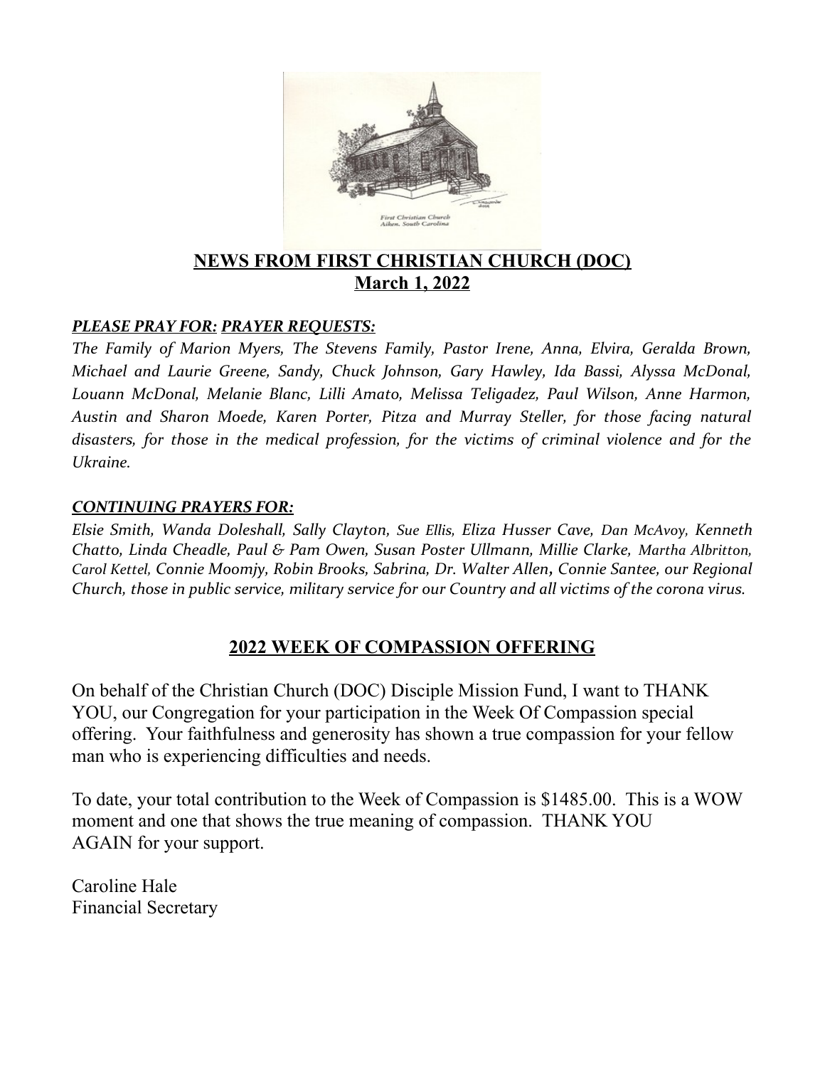## NEWS FROM FIRST CHRISTIAN CHURCH (DOC)
## March 1, 2022

***PLEASE PRAY FOR: PRAYER REQUESTS:***

*The Family of Marion Myers, The Stevens Family, Pastor Irene, Anna, Elvira, Geralda Brown, Michael and Laurie Greene, Sandy, Chuck Johnson, Gary Hawley, Ida Bassi, Alyssa McDonal, Louann McDonal, Melanie Blanc, Lilli Amato, Melissa Teligadez, Paul Wilson, Anne Harmon, Austin and Sharon Moede, Karen Porter, Pitza and Murray Steller, for those facing natural disasters, for those in the medical profession, for the victims of criminal violence and for the Ukraine.*

***CONTINUING PRAYERS FOR:***

*Elsie Smith, Wanda Doleshall, Sally Clayton, Sue Ellis, Eliza Husser Cave, Dan McAvoy, Kenneth Chatto, Linda Cheadle, Paul & Pam Owen, Susan Poster Ullmann, Millie Clarke, Martha Albritton, Carol Kettel, Connie Moomjy, Robin Brooks, Sabrina, Dr. Walter Allen, Connie Santee, our Regional Church, those in public service, military service for our Country and all victims of the corona virus.*

## 2022 WEEK OF COMPASSION OFFERING

On behalf of the Christian Church (DOC) Disciple Mission Fund, I want to THANK YOU, our Congregation for your participation in the Week Of Compassion special offering. Your faithfulness and generosity has shown a true compassion for your fellow man who is experiencing difficulties and needs.

To date, your total contribution to the Week of Compassion is $1485.00. This is a WOW moment and one that shows the true meaning of compassion. THANK YOU AGAIN for your support.

Caroline Hale
Financial Secretary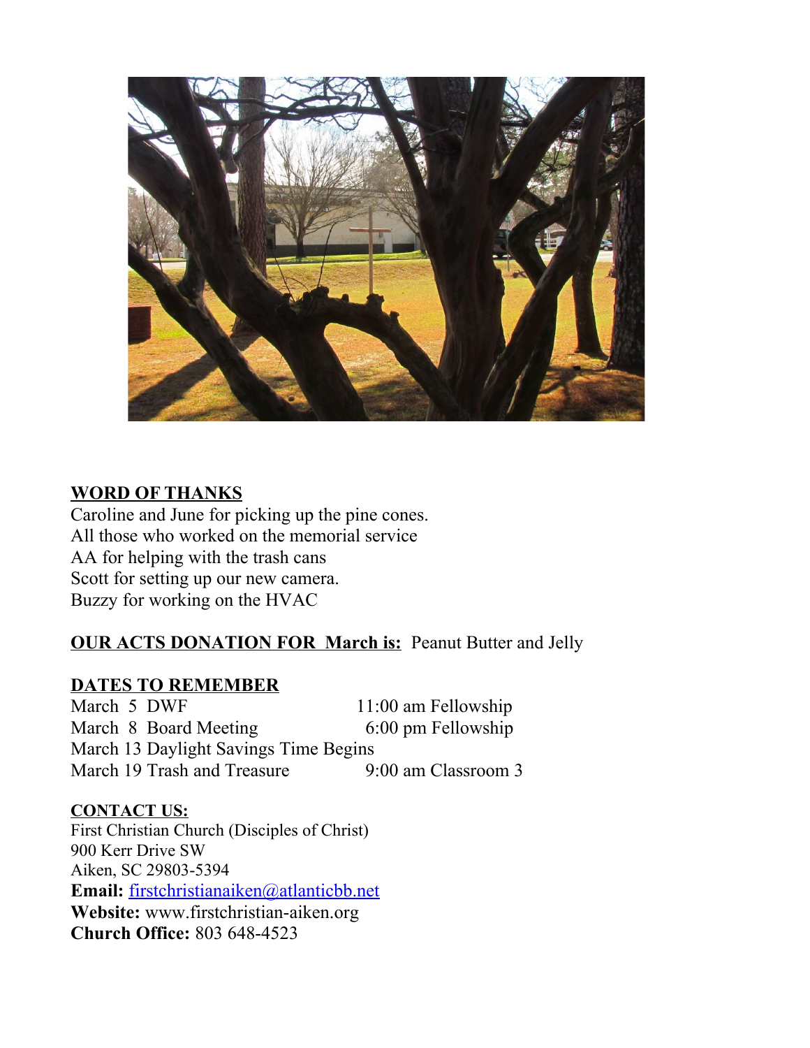**WORD OF THANKS**

Caroline and June for picking up the pine cones.
All those who worked on the memorial service
AA for helping with the trash cans
Scott for setting up our new camera.
Buzzy for working on the HVAC

**OUR ACTS DONATION FOR March is:** Peanut Butter and Jelly

**DATES TO REMEMBER**

| | | |
|---|---|---|
| March 5 | DWF | 11:00 am Fellowship |
| March 8 | Board Meeting | 6:00 pm Fellowship |
| March 13 | Daylight Savings Time Begins | |
| March 19 | Trash and Treasure | 9:00 am Classroom 3 |

**CONTACT US:**

First Christian Church (Disciples of Christ)
900 Kerr Drive SW
Aiken, SC 29803-5394
**Email:** firstchristianaiken@atlanticbb.net
**Website:** www.firstchristian-aiken.org
**Church Office:** 803 648-4523